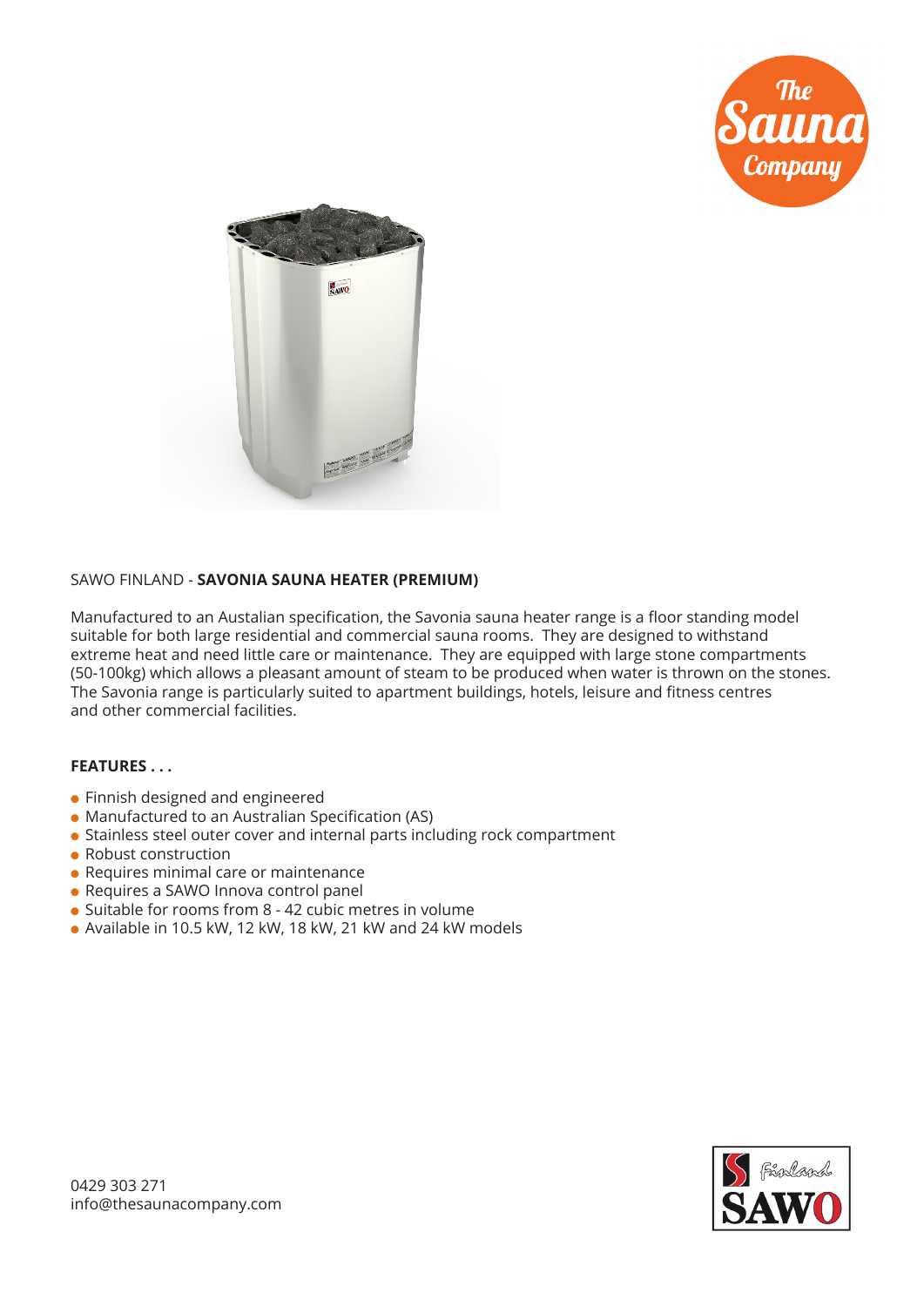SAWO FINLAND - **SAVONIA SAUNA HEATER (PREMIUM)**

Manufactured to an Australian specification, the Savonia sauna heater range is a floor standing model suitable for both large residential and commercial sauna rooms. They are designed to withstand extreme heat and need little care or maintenance. They are equipped with large stone compartments (50-100kg) which allows a pleasant amount of steam to be produced when water is thrown on the stones. The Savonia range is particularly suited to apartment buildings, hotels, leisure and fitness centres and other commercial facilities.

**FEATURES . . .**

- Finnish designed and engineered
- Manufactured to an Australian Specification (AS)
- Stainless steel outer cover and internal parts including rock compartment
- Robust construction
- Requires minimal care or maintenance
- Requires a SAWO Innova control panel
- Suitable for rooms from 8 - 42 cubic metres in volume
- Available in 10.5 kW, 12 kW, 18 kW, 21 kW and 24 kW models

0429 303 271
info@thesaunacompany.com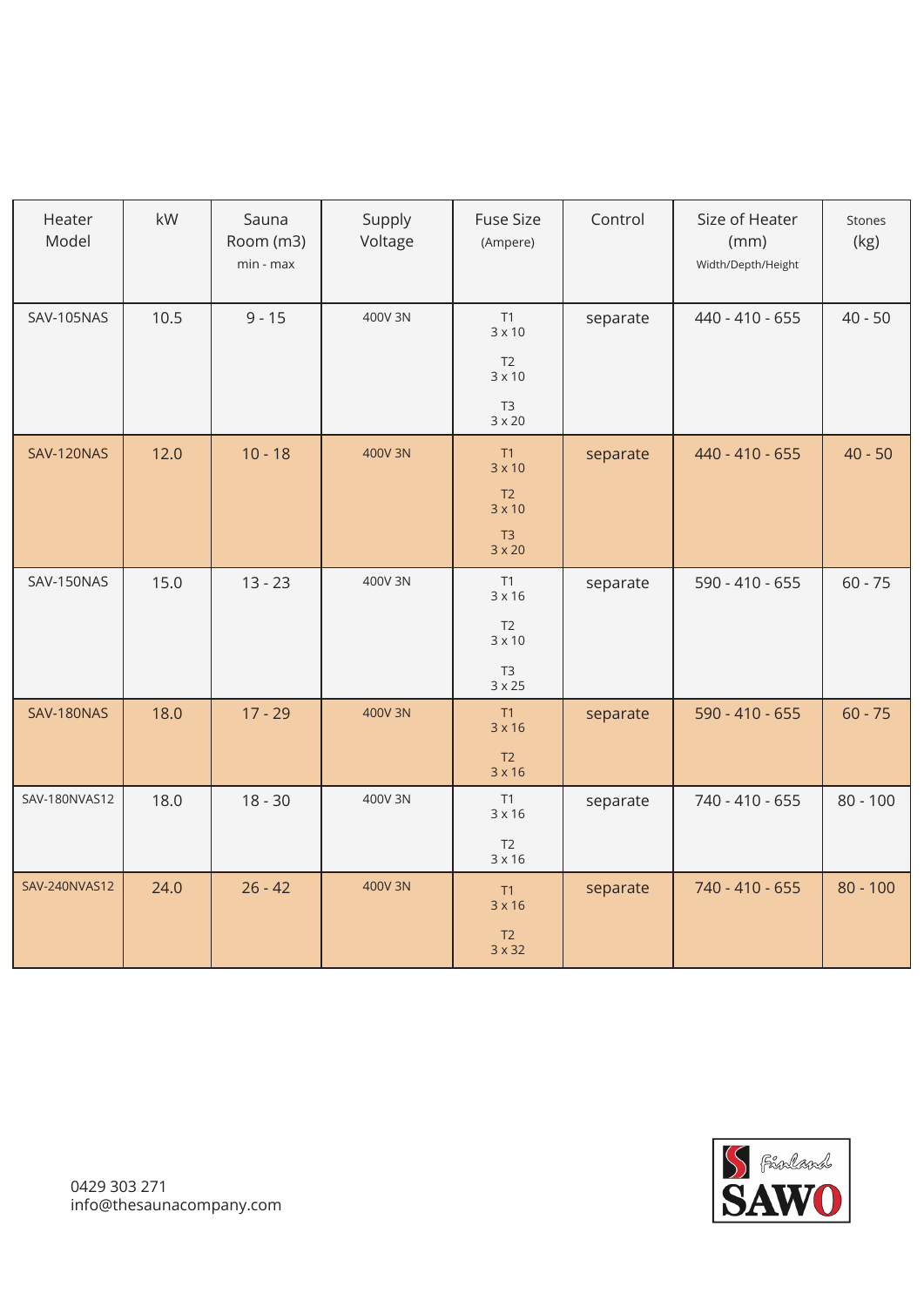| Heater Model | kW | Sauna Room (m3) min - max | Supply Voltage | Fuse Size (Ampere) | Control | Size of Heater (mm) Width/Depth/Height | Stones (kg) |
|---|---|---|---|---|---|---|---|
| SAV-105NAS | 10.5 | 9 - 15 | 400V 3N | T1 3 x 10 T2 3 x 10 T3 3 x 20 | separate | 440 - 410 - 655 | 40 - 50 |
| SAV-120NAS | 12.0 | 10 - 18 | 400V 3N | T1 3 x 10 T2 3 x 10 T3 3 x 20 | separate | 440 - 410 - 655 | 40 - 50 |
| SAV-150NAS | 15.0 | 13 - 23 | 400V 3N | T1 3 x 16 T2 3 x 10 T3 3 x 25 | separate | 590 - 410 - 655 | 60 - 75 |
| SAV-180NAS | 18.0 | 17 - 29 | 400V 3N | T1 3 x 16 T2 3 x 16 | separate | 590 - 410 - 655 | 60 - 75 |
| SAV-180NVAS12 | 18.0 | 18 - 30 | 400V 3N | T1 3 x 16 T2 3 x 16 | separate | 740 - 410 - 655 | 80 - 100 |
| SAV-240NVAS12 | 24.0 | 26 - 42 | 400V 3N | T1 3 x 16 T2 3 x 32 | separate | 740 - 410 - 655 | 80 - 100 |

0429 303 271
info@thesaunacompany.com

SAWO Finland